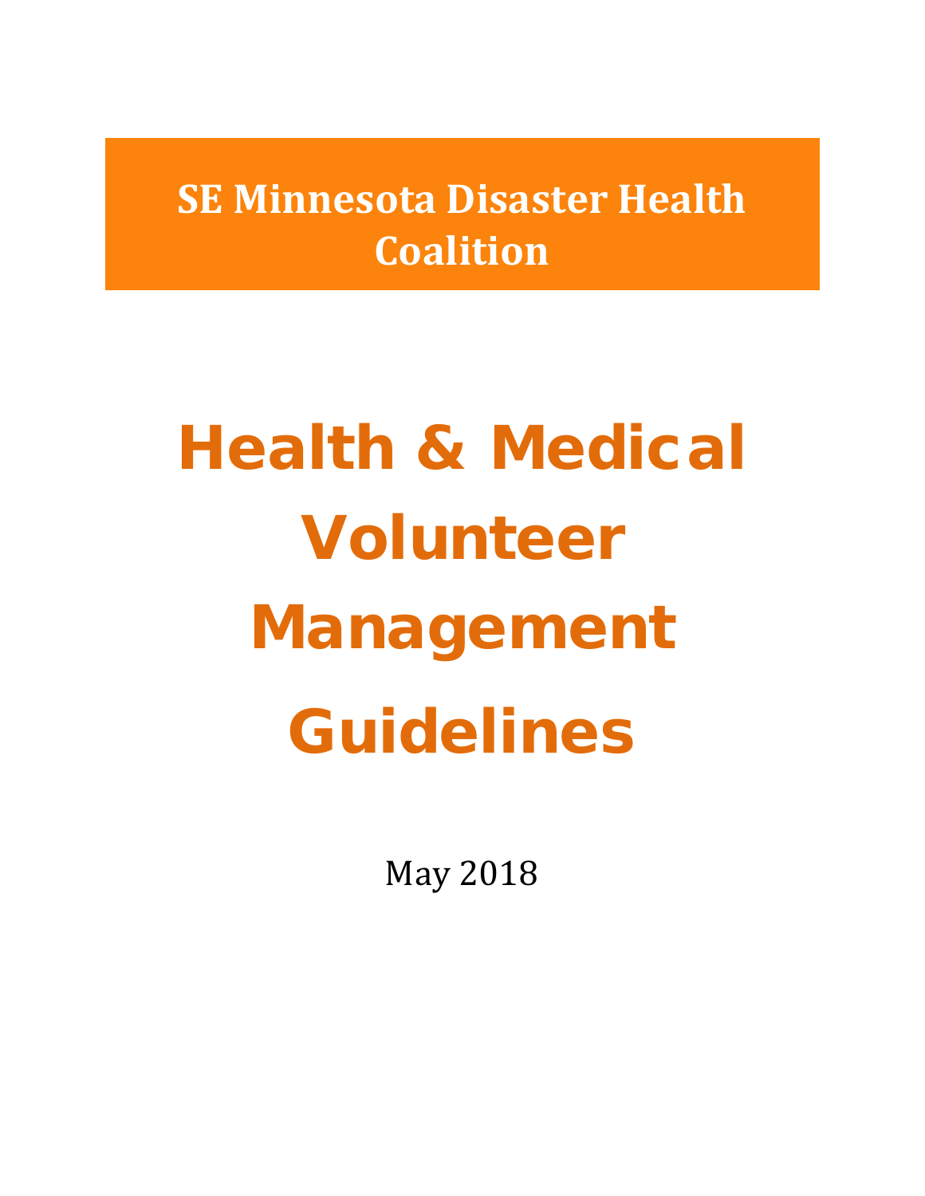**SE Minnesota Disaster Health Coalition**

# Health & Medical Volunteer Management Guidelines

May 2018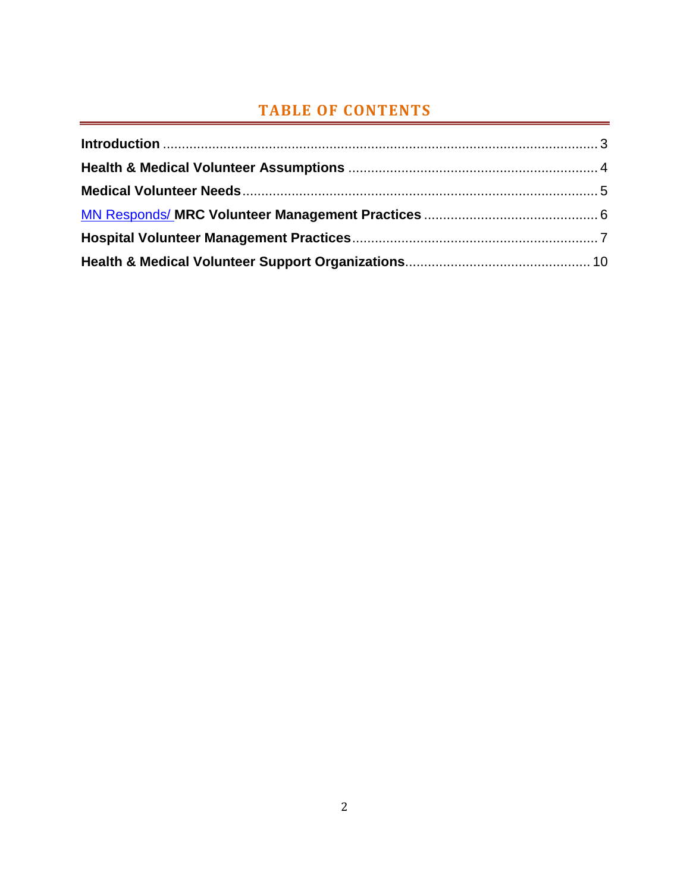# TABLE OF CONTENTS

**Introduction** .................................................................................................................... 3

**Health & Medical Volunteer Assumptions** .................................................................. 4

**Medical Volunteer Needs** .............................................................................................. 5

MN Responds/ **MRC Volunteer Management Practices** ............................................... 6

**Hospital Volunteer Management Practices** .................................................................. 7

**Health & Medical Volunteer Support Organizations** ................................................. 10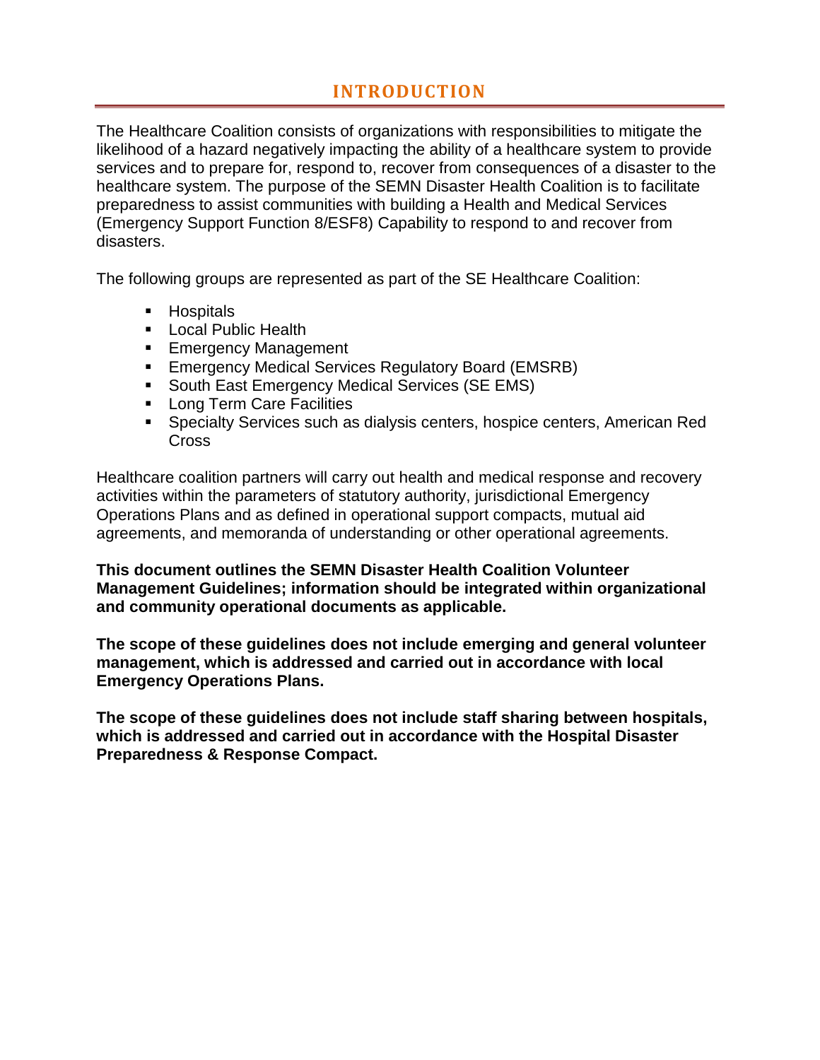# INTRODUCTION

The Healthcare Coalition consists of organizations with responsibilities to mitigate the likelihood of a hazard negatively impacting the ability of a healthcare system to provide services and to prepare for, respond to, recover from consequences of a disaster to the healthcare system. The purpose of the SEMN Disaster Health Coalition is to facilitate preparedness to assist communities with building a Health and Medical Services (Emergency Support Function 8/ESF8) Capability to respond to and recover from disasters.

The following groups are represented as part of the SE Healthcare Coalition:

- Hospitals
- Local Public Health
- Emergency Management
- Emergency Medical Services Regulatory Board (EMSRB)
- South East Emergency Medical Services (SE EMS)
- Long Term Care Facilities
- Specialty Services such as dialysis centers, hospice centers, American Red Cross

Healthcare coalition partners will carry out health and medical response and recovery activities within the parameters of statutory authority, jurisdictional Emergency Operations Plans and as defined in operational support compacts, mutual aid agreements, and memoranda of understanding or other operational agreements.

**This document outlines the SEMN Disaster Health Coalition Volunteer Management Guidelines; information should be integrated within organizational and community operational documents as applicable.**

**The scope of these guidelines does not include emerging and general volunteer management, which is addressed and carried out in accordance with local Emergency Operations Plans.**

**The scope of these guidelines does not include staff sharing between hospitals, which is addressed and carried out in accordance with the Hospital Disaster Preparedness & Response Compact.**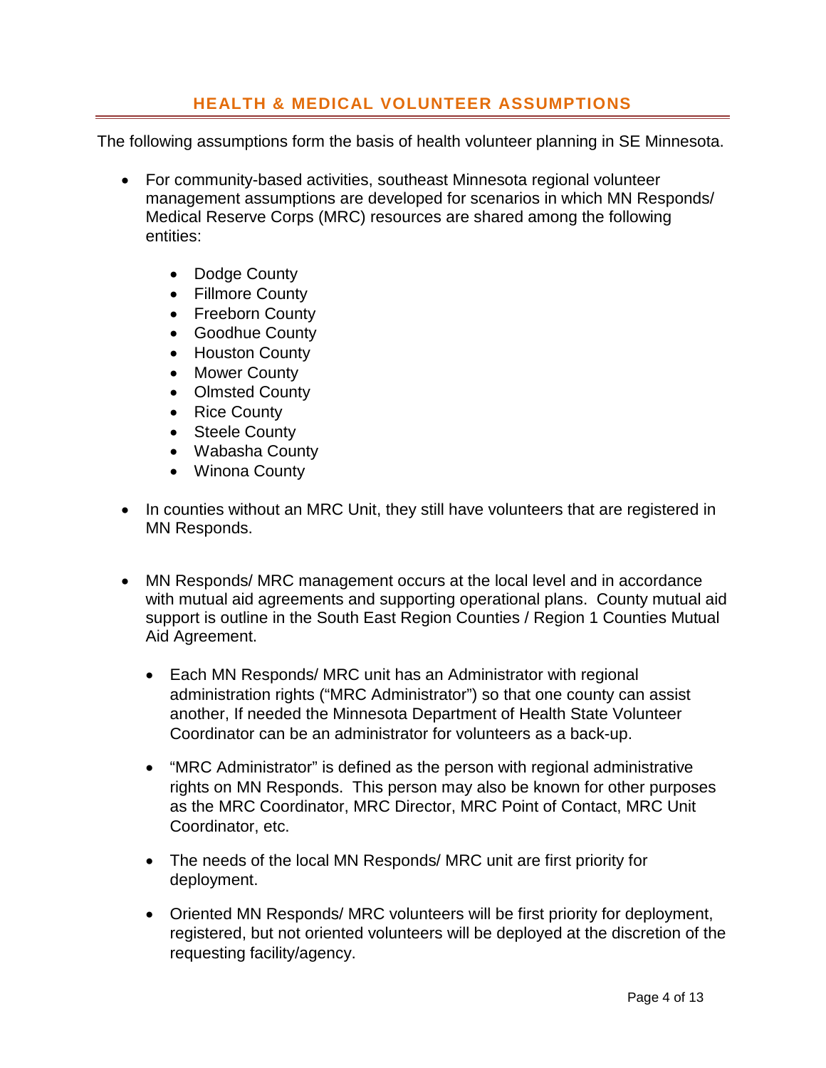## HEALTH & MEDICAL VOLUNTEER ASSUMPTIONS

The following assumptions form the basis of health volunteer planning in SE Minnesota.

- For community-based activities, southeast Minnesota regional volunteer management assumptions are developed for scenarios in which MN Responds/ Medical Reserve Corps (MRC) resources are shared among the following entities:
    - Dodge County
    - Fillmore County
    - Freeborn County
    - Goodhue County
    - Houston County
    - Mower County
    - Olmsted County
    - Rice County
    - Steele County
    - Wabasha County
    - Winona County
- In counties without an MRC Unit, they still have volunteers that are registered in MN Responds.
- MN Responds/ MRC management occurs at the local level and in accordance with mutual aid agreements and supporting operational plans. County mutual aid support is outline in the South East Region Counties / Region 1 Counties Mutual Aid Agreement.
    - Each MN Responds/ MRC unit has an Administrator with regional administration rights ("MRC Administrator") so that one county can assist another, If needed the Minnesota Department of Health State Volunteer Coordinator can be an administrator for volunteers as a back-up.
    - "MRC Administrator" is defined as the person with regional administrative rights on MN Responds. This person may also be known for other purposes as the MRC Coordinator, MRC Director, MRC Point of Contact, MRC Unit Coordinator, etc.
    - The needs of the local MN Responds/ MRC unit are first priority for deployment.
    - Oriented MN Responds/ MRC volunteers will be first priority for deployment, registered, but not oriented volunteers will be deployed at the discretion of the requesting facility/agency.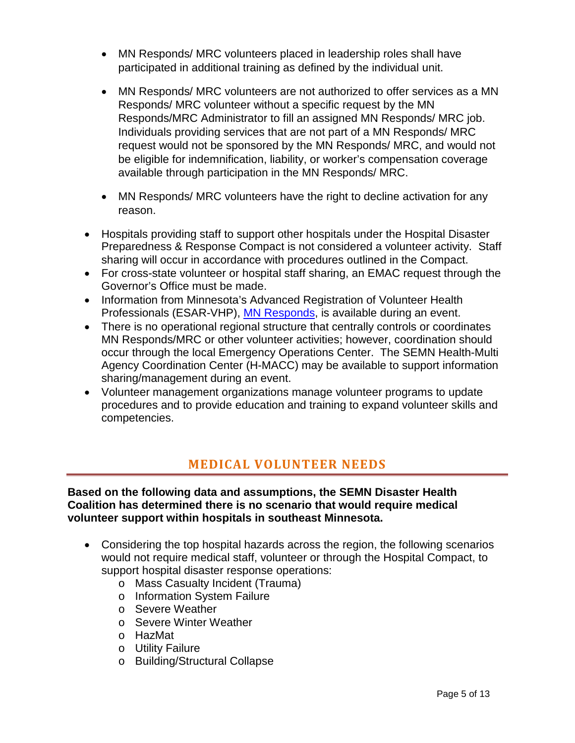- MN Responds/ MRC volunteers placed in leadership roles shall have participated in additional training as defined by the individual unit.

  - MN Responds/ MRC volunteers are not authorized to offer services as a MN Responds/ MRC volunteer without a specific request by the MN Responds/MRC Administrator to fill an assigned MN Responds/ MRC job. Individuals providing services that are not part of a MN Responds/ MRC request would not be sponsored by the MN Responds/ MRC, and would not be eligible for indemnification, liability, or worker's compensation coverage available through participation in the MN Responds/ MRC.

  - MN Responds/ MRC volunteers have the right to decline activation for any reason.

- Hospitals providing staff to support other hospitals under the Hospital Disaster Preparedness & Response Compact is not considered a volunteer activity. Staff sharing will occur in accordance with procedures outlined in the Compact.
- For cross-state volunteer or hospital staff sharing, an EMAC request through the Governor's Office must be made.
- Information from Minnesota's Advanced Registration of Volunteer Health Professionals (ESAR-VHP), [MN Responds](), is available during an event.
- There is no operational regional structure that centrally controls or coordinates MN Responds/MRC or other volunteer activities; however, coordination should occur through the local Emergency Operations Center. The SEMN Health-Multi Agency Coordination Center (H-MACC) may be available to support information sharing/management during an event.
- Volunteer management organizations manage volunteer programs to update procedures and to provide education and training to expand volunteer skills and competencies.

## MEDICAL VOLUNTEER NEEDS

**Based on the following data and assumptions, the SEMN Disaster Health Coalition has determined there is no scenario that would require medical volunteer support within hospitals in southeast Minnesota.**

- Considering the top hospital hazards across the region, the following scenarios would not require medical staff, volunteer or through the Hospital Compact, to support hospital disaster response operations:
  - Mass Casualty Incident (Trauma)
  - Information System Failure
  - Severe Weather
  - Severe Winter Weather
  - HazMat
  - Utility Failure
  - Building/Structural Collapse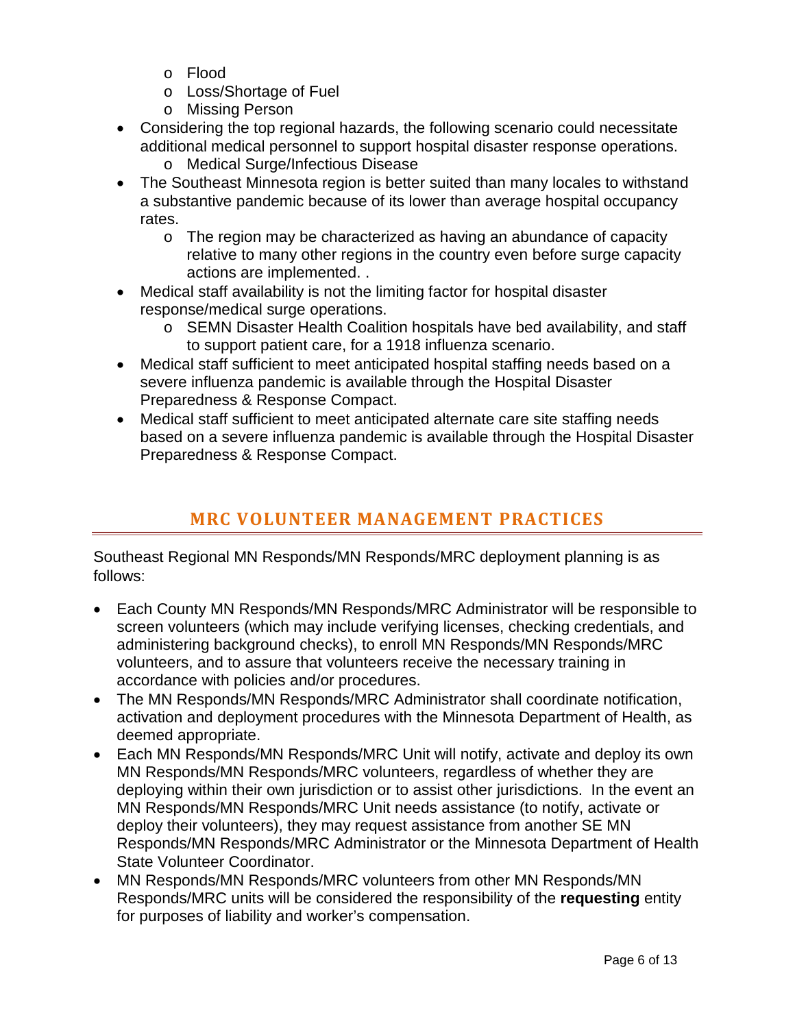- Flood
- Loss/Shortage of Fuel
- Missing Person

- Considering the top regional hazards, the following scenario could necessitate additional medical personnel to support hospital disaster response operations.
  - Medical Surge/Infectious Disease
- The Southeast Minnesota region is better suited than many locales to withstand a substantive pandemic because of its lower than average hospital occupancy rates.
  - The region may be characterized as having an abundance of capacity relative to many other regions in the country even before surge capacity actions are implemented. .
- Medical staff availability is not the limiting factor for hospital disaster response/medical surge operations.
  - SEMN Disaster Health Coalition hospitals have bed availability, and staff to support patient care, for a 1918 influenza scenario.
- Medical staff sufficient to meet anticipated hospital staffing needs based on a severe influenza pandemic is available through the Hospital Disaster Preparedness & Response Compact.
- Medical staff sufficient to meet anticipated alternate care site staffing needs based on a severe influenza pandemic is available through the Hospital Disaster Preparedness & Response Compact.

## MRC VOLUNTEER MANAGEMENT PRACTICES

Southeast Regional MN Responds/MN Responds/MRC deployment planning is as follows:

- Each County MN Responds/MN Responds/MRC Administrator will be responsible to screen volunteers (which may include verifying licenses, checking credentials, and administering background checks), to enroll MN Responds/MN Responds/MRC volunteers, and to assure that volunteers receive the necessary training in accordance with policies and/or procedures.
- The MN Responds/MN Responds/MRC Administrator shall coordinate notification, activation and deployment procedures with the Minnesota Department of Health, as deemed appropriate.
- Each MN Responds/MN Responds/MRC Unit will notify, activate and deploy its own MN Responds/MN Responds/MRC volunteers, regardless of whether they are deploying within their own jurisdiction or to assist other jurisdictions. In the event an MN Responds/MN Responds/MRC Unit needs assistance (to notify, activate or deploy their volunteers), they may request assistance from another SE MN Responds/MN Responds/MRC Administrator or the Minnesota Department of Health State Volunteer Coordinator.
- MN Responds/MN Responds/MRC volunteers from other MN Responds/MN Responds/MRC units will be considered the responsibility of the **requesting** entity for purposes of liability and worker's compensation.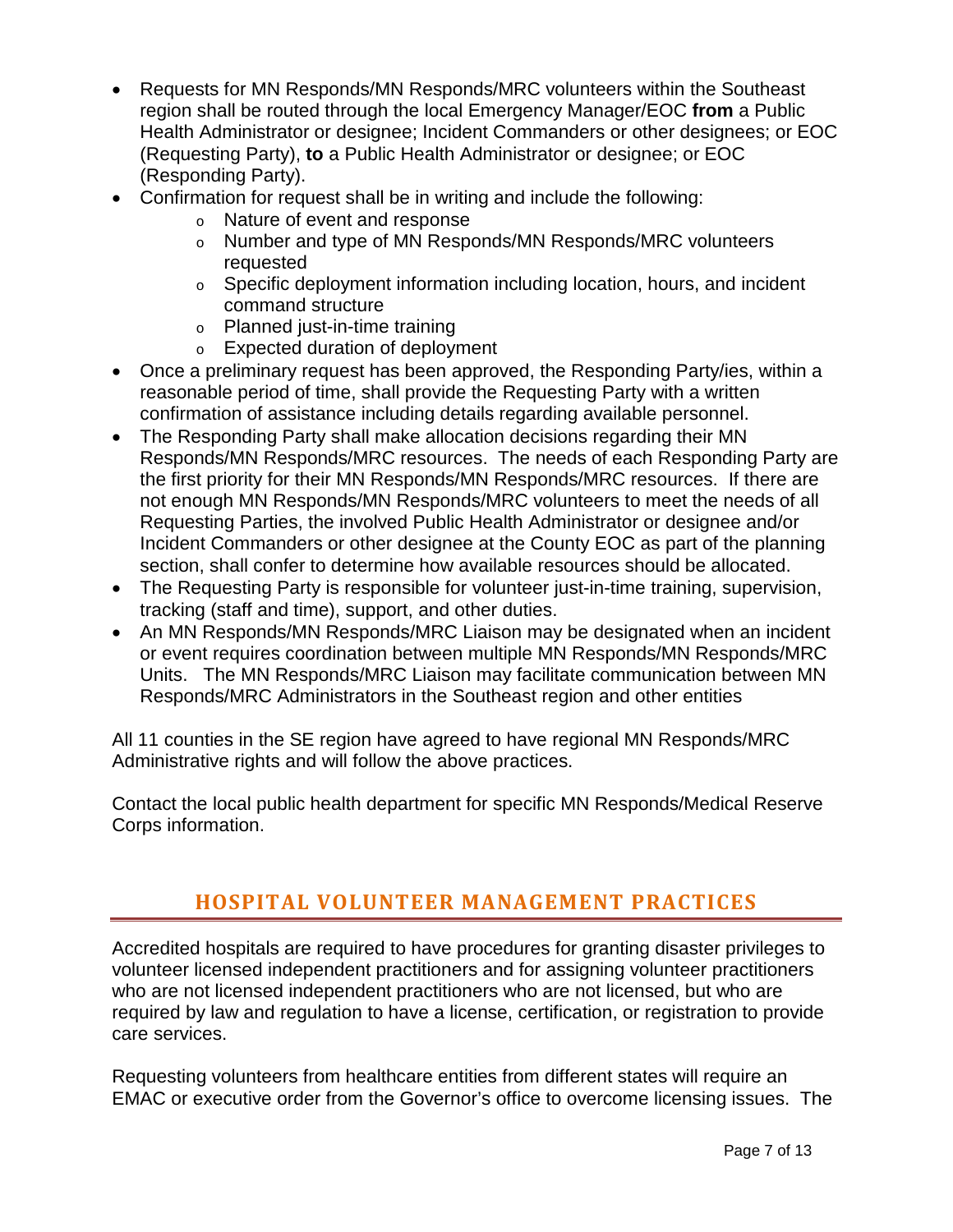- Requests for MN Responds/MN Responds/MRC volunteers within the Southeast region shall be routed through the local Emergency Manager/EOC **from** a Public Health Administrator or designee; Incident Commanders or other designees; or EOC (Requesting Party), **to** a Public Health Administrator or designee; or EOC (Responding Party).
- Confirmation for request shall be in writing and include the following:
  - Nature of event and response
  - Number and type of MN Responds/MN Responds/MRC volunteers requested
  - Specific deployment information including location, hours, and incident command structure
  - Planned just-in-time training
  - Expected duration of deployment
- Once a preliminary request has been approved, the Responding Party/ies, within a reasonable period of time, shall provide the Requesting Party with a written confirmation of assistance including details regarding available personnel.
- The Responding Party shall make allocation decisions regarding their MN Responds/MN Responds/MRC resources. The needs of each Responding Party are the first priority for their MN Responds/MN Responds/MRC resources. If there are not enough MN Responds/MN Responds/MRC volunteers to meet the needs of all Requesting Parties, the involved Public Health Administrator or designee and/or Incident Commanders or other designee at the County EOC as part of the planning section, shall confer to determine how available resources should be allocated.
- The Requesting Party is responsible for volunteer just-in-time training, supervision, tracking (staff and time), support, and other duties.
- An MN Responds/MN Responds/MRC Liaison may be designated when an incident or event requires coordination between multiple MN Responds/MN Responds/MRC Units. The MN Responds/MRC Liaison may facilitate communication between MN Responds/MRC Administrators in the Southeast region and other entities

All 11 counties in the SE region have agreed to have regional MN Responds/MRC Administrative rights and will follow the above practices.

Contact the local public health department for specific MN Responds/Medical Reserve Corps information.

## HOSPITAL VOLUNTEER MANAGEMENT PRACTICES

Accredited hospitals are required to have procedures for granting disaster privileges to volunteer licensed independent practitioners and for assigning volunteer practitioners who are not licensed independent practitioners who are not licensed, but who are required by law and regulation to have a license, certification, or registration to provide care services.

Requesting volunteers from healthcare entities from different states will require an EMAC or executive order from the Governor's office to overcome licensing issues. The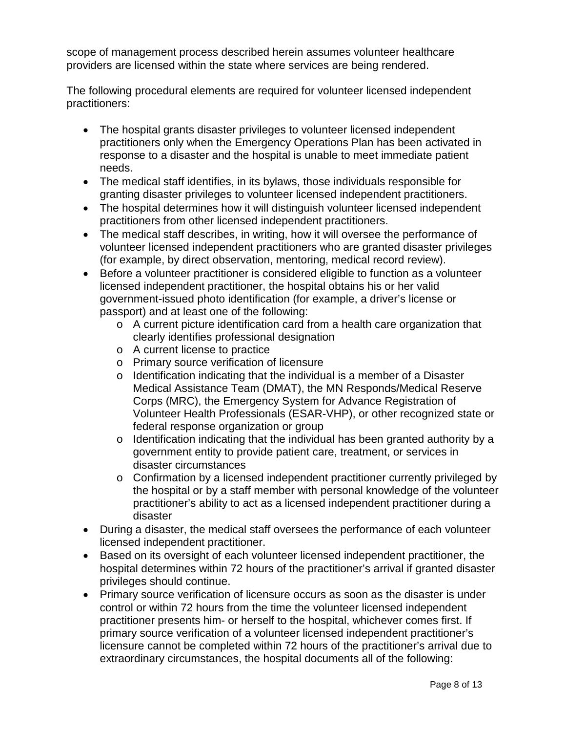scope of management process described herein assumes volunteer healthcare providers are licensed within the state where services are being rendered.

The following procedural elements are required for volunteer licensed independent practitioners:

- The hospital grants disaster privileges to volunteer licensed independent practitioners only when the Emergency Operations Plan has been activated in response to a disaster and the hospital is unable to meet immediate patient needs.
- The medical staff identifies, in its bylaws, those individuals responsible for granting disaster privileges to volunteer licensed independent practitioners.
- The hospital determines how it will distinguish volunteer licensed independent practitioners from other licensed independent practitioners.
- The medical staff describes, in writing, how it will oversee the performance of volunteer licensed independent practitioners who are granted disaster privileges (for example, by direct observation, mentoring, medical record review).
- Before a volunteer practitioner is considered eligible to function as a volunteer licensed independent practitioner, the hospital obtains his or her valid government-issued photo identification (for example, a driver's license or passport) and at least one of the following:
  - A current picture identification card from a health care organization that clearly identifies professional designation
  - A current license to practice
  - Primary source verification of licensure
  - Identification indicating that the individual is a member of a Disaster Medical Assistance Team (DMAT), the MN Responds/Medical Reserve Corps (MRC), the Emergency System for Advance Registration of Volunteer Health Professionals (ESAR-VHP), or other recognized state or federal response organization or group
  - Identification indicating that the individual has been granted authority by a government entity to provide patient care, treatment, or services in disaster circumstances
  - Confirmation by a licensed independent practitioner currently privileged by the hospital or by a staff member with personal knowledge of the volunteer practitioner's ability to act as a licensed independent practitioner during a disaster
- During a disaster, the medical staff oversees the performance of each volunteer licensed independent practitioner.
- Based on its oversight of each volunteer licensed independent practitioner, the hospital determines within 72 hours of the practitioner's arrival if granted disaster privileges should continue.
- Primary source verification of licensure occurs as soon as the disaster is under control or within 72 hours from the time the volunteer licensed independent practitioner presents him- or herself to the hospital, whichever comes first. If primary source verification of a volunteer licensed independent practitioner's licensure cannot be completed within 72 hours of the practitioner's arrival due to extraordinary circumstances, the hospital documents all of the following: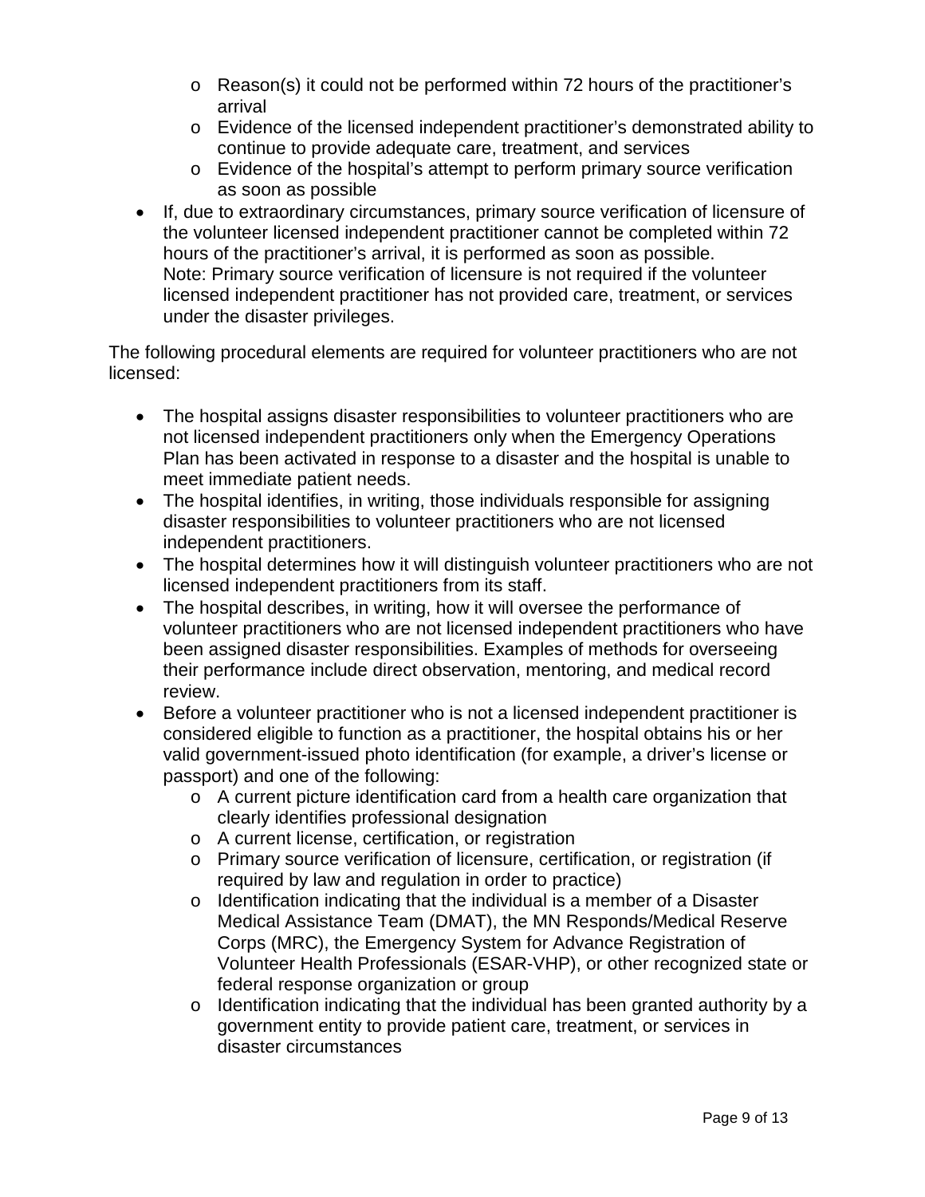- Reason(s) it could not be performed within 72 hours of the practitioner's arrival
    - Evidence of the licensed independent practitioner's demonstrated ability to continue to provide adequate care, treatment, and services
    - Evidence of the hospital's attempt to perform primary source verification as soon as possible
- If, due to extraordinary circumstances, primary source verification of licensure of the volunteer licensed independent practitioner cannot be completed within 72 hours of the practitioner's arrival, it is performed as soon as possible.
  Note: Primary source verification of licensure is not required if the volunteer licensed independent practitioner has not provided care, treatment, or services under the disaster privileges.

The following procedural elements are required for volunteer practitioners who are not licensed:

- The hospital assigns disaster responsibilities to volunteer practitioners who are not licensed independent practitioners only when the Emergency Operations Plan has been activated in response to a disaster and the hospital is unable to meet immediate patient needs.
- The hospital identifies, in writing, those individuals responsible for assigning disaster responsibilities to volunteer practitioners who are not licensed independent practitioners.
- The hospital determines how it will distinguish volunteer practitioners who are not licensed independent practitioners from its staff.
- The hospital describes, in writing, how it will oversee the performance of volunteer practitioners who are not licensed independent practitioners who have been assigned disaster responsibilities. Examples of methods for overseeing their performance include direct observation, mentoring, and medical record review.
- Before a volunteer practitioner who is not a licensed independent practitioner is considered eligible to function as a practitioner, the hospital obtains his or her valid government-issued photo identification (for example, a driver's license or passport) and one of the following:
    - A current picture identification card from a health care organization that clearly identifies professional designation
    - A current license, certification, or registration
    - Primary source verification of licensure, certification, or registration (if required by law and regulation in order to practice)
    - Identification indicating that the individual is a member of a Disaster Medical Assistance Team (DMAT), the MN Responds/Medical Reserve Corps (MRC), the Emergency System for Advance Registration of Volunteer Health Professionals (ESAR-VHP), or other recognized state or federal response organization or group
    - Identification indicating that the individual has been granted authority by a government entity to provide patient care, treatment, or services in disaster circumstances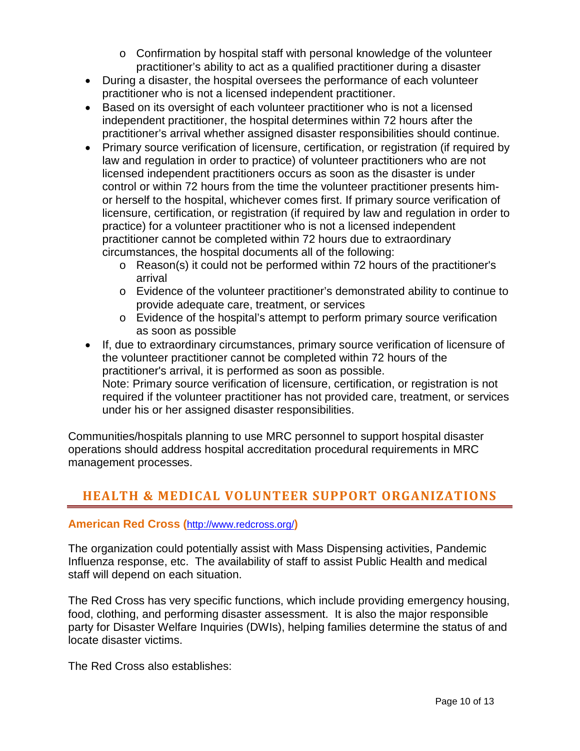- Confirmation by hospital staff with personal knowledge of the volunteer practitioner's ability to act as a qualified practitioner during a disaster
- During a disaster, the hospital oversees the performance of each volunteer practitioner who is not a licensed independent practitioner.
- Based on its oversight of each volunteer practitioner who is not a licensed independent practitioner, the hospital determines within 72 hours after the practitioner's arrival whether assigned disaster responsibilities should continue.
- Primary source verification of licensure, certification, or registration (if required by law and regulation in order to practice) of volunteer practitioners who are not licensed independent practitioners occurs as soon as the disaster is under control or within 72 hours from the time the volunteer practitioner presents him- or herself to the hospital, whichever comes first. If primary source verification of licensure, certification, or registration (if required by law and regulation in order to practice) for a volunteer practitioner who is not a licensed independent practitioner cannot be completed within 72 hours due to extraordinary circumstances, the hospital documents all of the following:
    - Reason(s) it could not be performed within 72 hours of the practitioner's arrival
    - Evidence of the volunteer practitioner's demonstrated ability to continue to provide adequate care, treatment, or services
    - Evidence of the hospital's attempt to perform primary source verification as soon as possible
- If, due to extraordinary circumstances, primary source verification of licensure of the volunteer practitioner cannot be completed within 72 hours of the practitioner's arrival, it is performed as soon as possible.
  Note: Primary source verification of licensure, certification, or registration is not required if the volunteer practitioner has not provided care, treatment, or services under his or her assigned disaster responsibilities.

Communities/hospitals planning to use MRC personnel to support hospital disaster operations should address hospital accreditation procedural requirements in MRC management processes.

## HEALTH & MEDICAL VOLUNTEER SUPPORT ORGANIZATIONS

### American Red Cross (http://www.redcross.org/)

The organization could potentially assist with Mass Dispensing activities, Pandemic Influenza response, etc. The availability of staff to assist Public Health and medical staff will depend on each situation.

The Red Cross has very specific functions, which include providing emergency housing, food, clothing, and performing disaster assessment. It is also the major responsible party for Disaster Welfare Inquiries (DWIs), helping families determine the status of and locate disaster victims.

The Red Cross also establishes: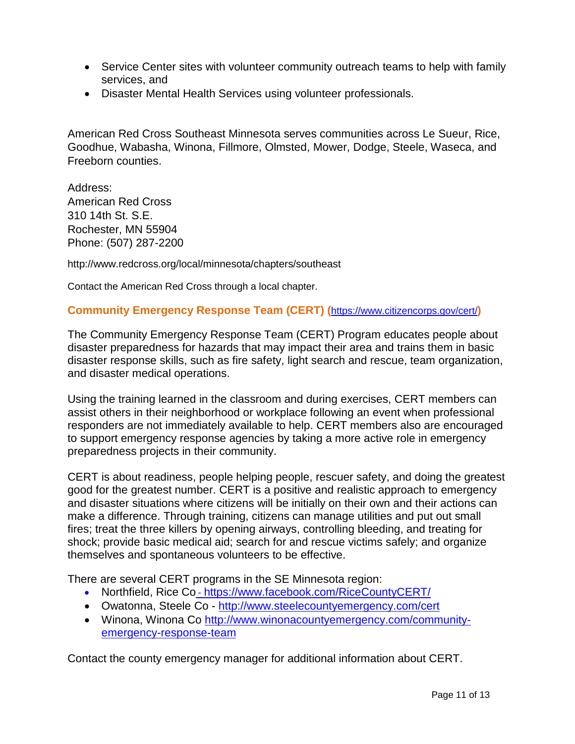- Service Center sites with volunteer community outreach teams to help with family services, and
- Disaster Mental Health Services using volunteer professionals.

American Red Cross Southeast Minnesota serves communities across Le Sueur, Rice, Goodhue, Wabasha, Winona, Fillmore, Olmsted, Mower, Dodge, Steele, Waseca, and Freeborn counties.

Address:
American Red Cross
310 14th St. S.E.
Rochester, MN 55904
Phone: (507) 287-2200

http://www.redcross.org/local/minnesota/chapters/southeast

Contact the American Red Cross through a local chapter.

### Community Emergency Response Team (CERT) (https://www.citizencorps.gov/cert/)

The Community Emergency Response Team (CERT) Program educates people about disaster preparedness for hazards that may impact their area and trains them in basic disaster response skills, such as fire safety, light search and rescue, team organization, and disaster medical operations.

Using the training learned in the classroom and during exercises, CERT members can assist others in their neighborhood or workplace following an event when professional responders are not immediately available to help. CERT members also are encouraged to support emergency response agencies by taking a more active role in emergency preparedness projects in their community.

CERT is about readiness, people helping people, rescuer safety, and doing the greatest good for the greatest number. CERT is a positive and realistic approach to emergency and disaster situations where citizens will be initially on their own and their actions can make a difference. Through training, citizens can manage utilities and put out small fires; treat the three killers by opening airways, controlling bleeding, and treating for shock; provide basic medical aid; search for and rescue victims safely; and organize themselves and spontaneous volunteers to be effective.

There are several CERT programs in the SE Minnesota region:

- Northfield, Rice Co - https://www.facebook.com/RiceCountyCERT/
- Owatonna, Steele Co - http://www.steelecountyemergency.com/cert
- Winona, Winona Co http://www.winonacountyemergency.com/community-emergency-response-team

Contact the county emergency manager for additional information about CERT.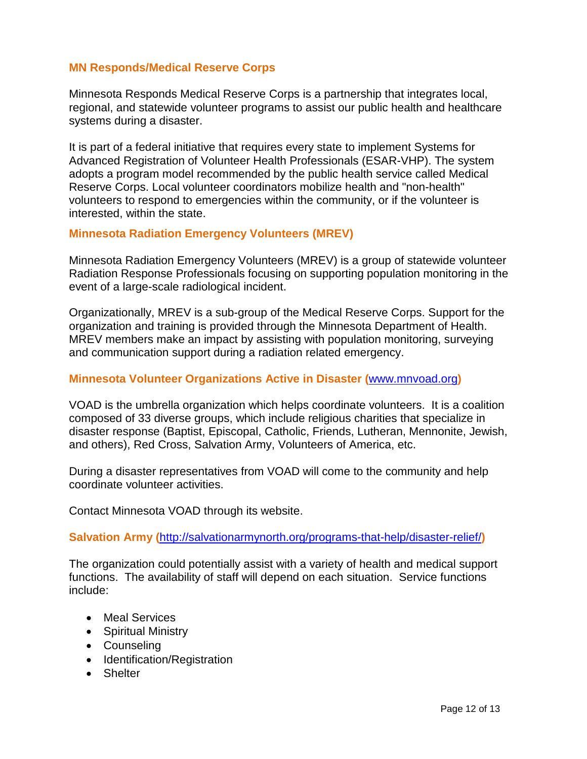### MN Responds/Medical Reserve Corps

Minnesota Responds Medical Reserve Corps is a partnership that integrates local, regional, and statewide volunteer programs to assist our public health and healthcare systems during a disaster.

It is part of a federal initiative that requires every state to implement Systems for Advanced Registration of Volunteer Health Professionals (ESAR-VHP). The system adopts a program model recommended by the public health service called Medical Reserve Corps. Local volunteer coordinators mobilize health and "non-health" volunteers to respond to emergencies within the community, or if the volunteer is interested, within the state.

### Minnesota Radiation Emergency Volunteers (MREV)

Minnesota Radiation Emergency Volunteers (MREV) is a group of statewide volunteer Radiation Response Professionals focusing on supporting population monitoring in the event of a large-scale radiological incident.

Organizationally, MREV is a sub-group of the Medical Reserve Corps. Support for the organization and training is provided through the Minnesota Department of Health. MREV members make an impact by assisting with population monitoring, surveying and communication support during a radiation related emergency.

### Minnesota Volunteer Organizations Active in Disaster ([www.mnvoad.org](www.mnvoad.org))

VOAD is the umbrella organization which helps coordinate volunteers. It is a coalition composed of 33 diverse groups, which include religious charities that specialize in disaster response (Baptist, Episcopal, Catholic, Friends, Lutheran, Mennonite, Jewish, and others), Red Cross, Salvation Army, Volunteers of America, etc.

During a disaster representatives from VOAD will come to the community and help coordinate volunteer activities.

Contact Minnesota VOAD through its website.

### Salvation Army ([http://salvationarmynorth.org/programs-that-help/disaster-relief/](http://salvationarmynorth.org/programs-that-help/disaster-relief/))

The organization could potentially assist with a variety of health and medical support functions. The availability of staff will depend on each situation. Service functions include:

- Meal Services
- Spiritual Ministry
- Counseling
- Identification/Registration
- Shelter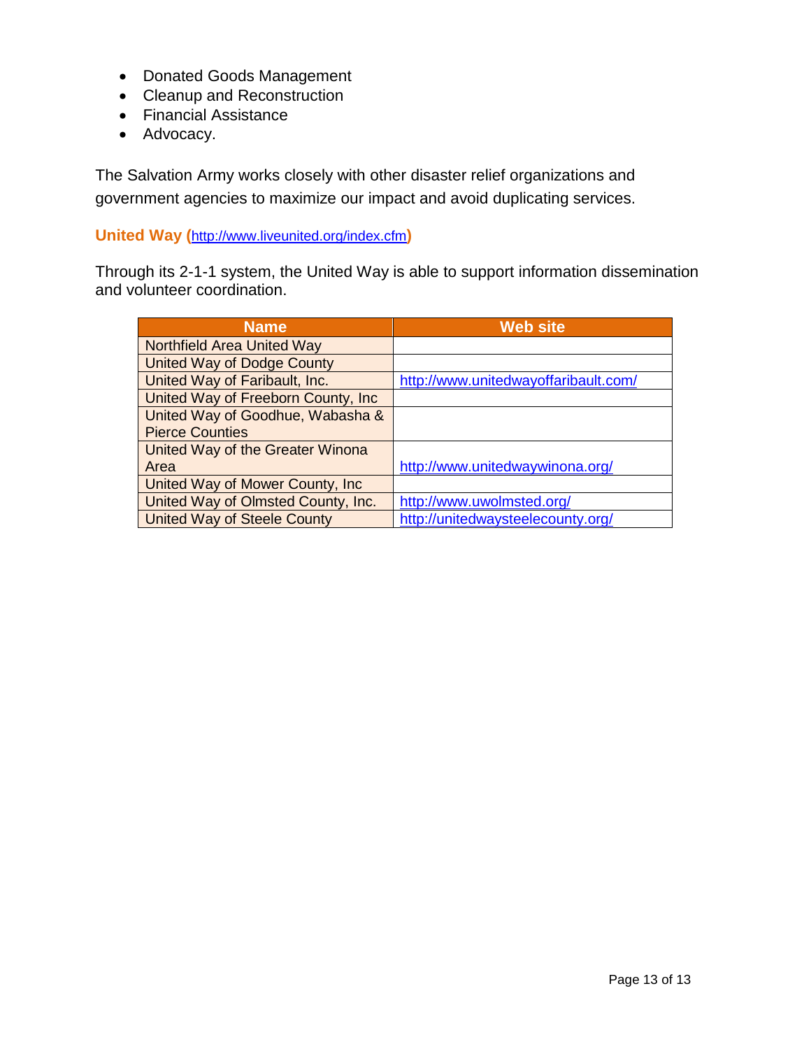- Donated Goods Management
- Cleanup and Reconstruction
- Financial Assistance
- Advocacy.

The Salvation Army works closely with other disaster relief organizations and government agencies to maximize our impact and avoid duplicating services.

### United Way (http://www.liveunited.org/index.cfm)

Through its 2-1-1 system, the United Way is able to support information dissemination and volunteer coordination.

| Name | Web site |
| --- | --- |
| Northfield Area United Way | |
| United Way of Dodge County | |
| United Way of Faribault, Inc. | http://www.unitedwayoffaribault.com/ |
| United Way of Freeborn County, Inc | |
| United Way of Goodhue, Wabasha & Pierce Counties | |
| United Way of the Greater Winona Area | http://www.unitedwaywinona.org/ |
| United Way of Mower County, Inc | |
| United Way of Olmsted County, Inc. | http://www.uwolmsted.org/ |
| United Way of Steele County | http://unitedwaysteelecounty.org/ |